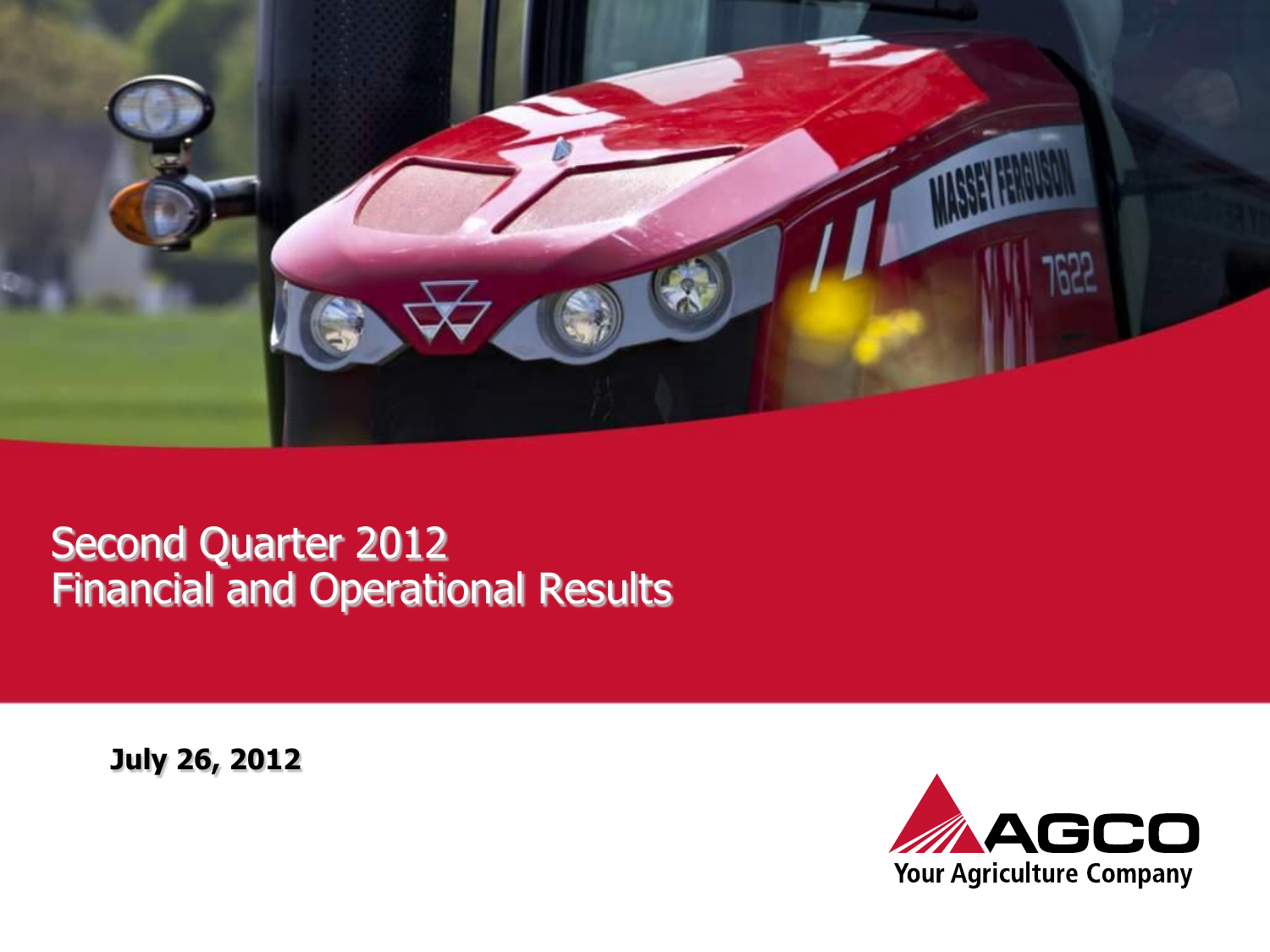# Second Quarter 2012
# Financial and Operational Results

**July 26, 2012**

AGCO

Your Agriculture Company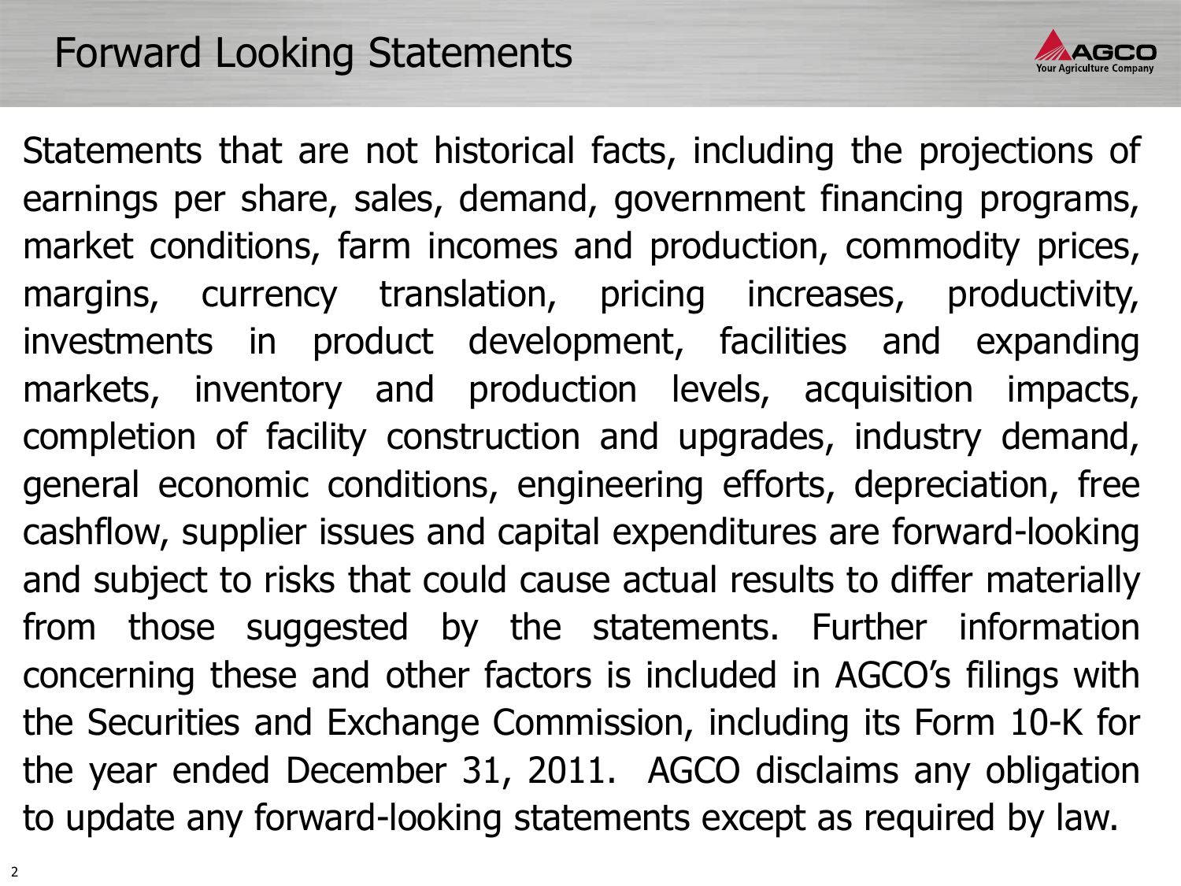# Forward Looking Statements

Statements that are not historical facts, including the projections of earnings per share, sales, demand, government financing programs, market conditions, farm incomes and production, commodity prices, margins, currency translation, pricing increases, productivity, investments in product development, facilities and expanding markets, inventory and production levels, acquisition impacts, completion of facility construction and upgrades, industry demand, general economic conditions, engineering efforts, depreciation, free cashflow, supplier issues and capital expenditures are forward-looking and subject to risks that could cause actual results to differ materially from those suggested by the statements. Further information concerning these and other factors is included in AGCO's filings with the Securities and Exchange Commission, including its Form 10-K for the year ended December 31, 2011. AGCO disclaims any obligation to update any forward-looking statements except as required by law.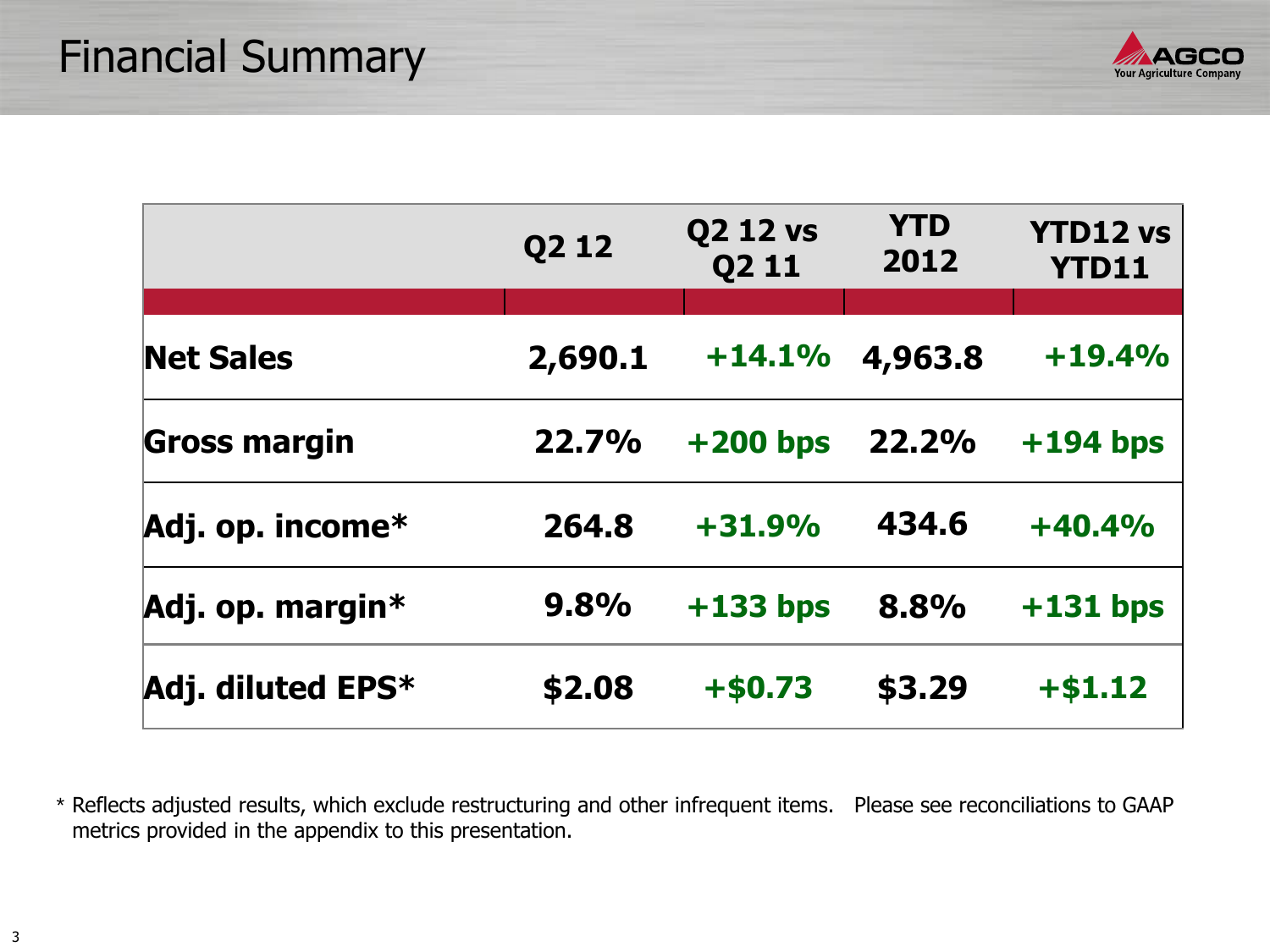# Financial Summary

| | Q2 12 | Q2 12 vs Q2 11 | YTD 2012 | YTD12 vs YTD11 |
|---|---|---|---|---|
| **Net Sales** | **2,690.1** | **+14.1%** | **4,963.8** | **+19.4%** |
| **Gross margin** | **22.7%** | **+200 bps** | **22.2%** | **+194 bps** |
| **Adj. op. income*** | **264.8** | **+31.9%** | **434.6** | **+40.4%** |
| **Adj. op. margin*** | **9.8%** | **+133 bps** | **8.8%** | **+131 bps** |
| **Adj. diluted EPS*** | **$2.08** | **+$0.73** | **$3.29** | **+$1.12** |

* Reflects adjusted results, which exclude restructuring and other infrequent items. Please see reconciliations to GAAP metrics provided in the appendix to this presentation.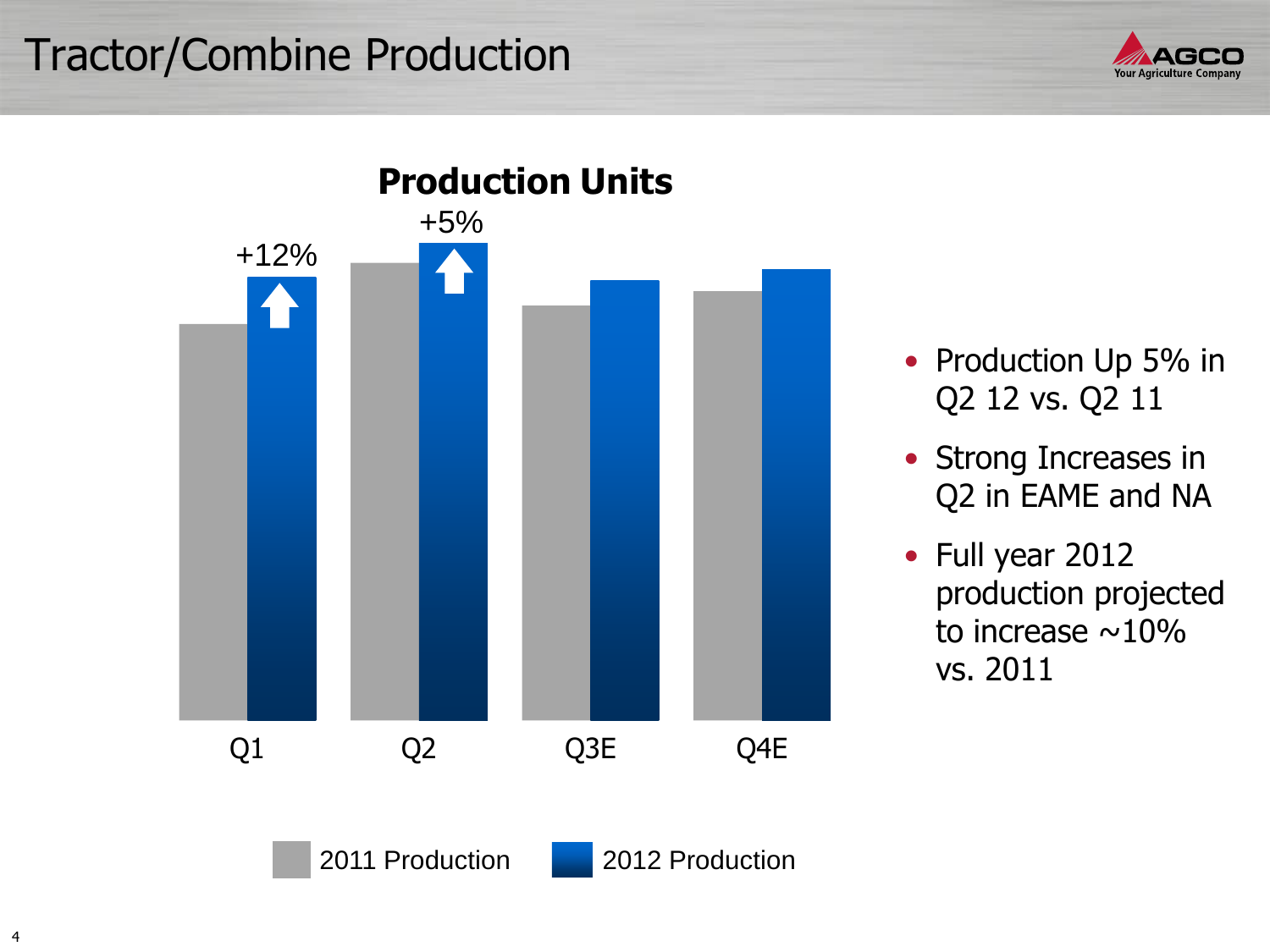# Tractor/Combine Production

## Production Units

| | Q1 | Q2 | Q3E | Q4E |
|---|---|---|---|---|
| 2012 vs. 2011 | +12% | +5% | | |

Legend: 2011 Production, 2012 Production

- Production Up 5% in Q2 12 vs. Q2 11
- Strong Increases in Q2 in EAME and NA
- Full year 2012 production projected to increase ~10% vs. 2011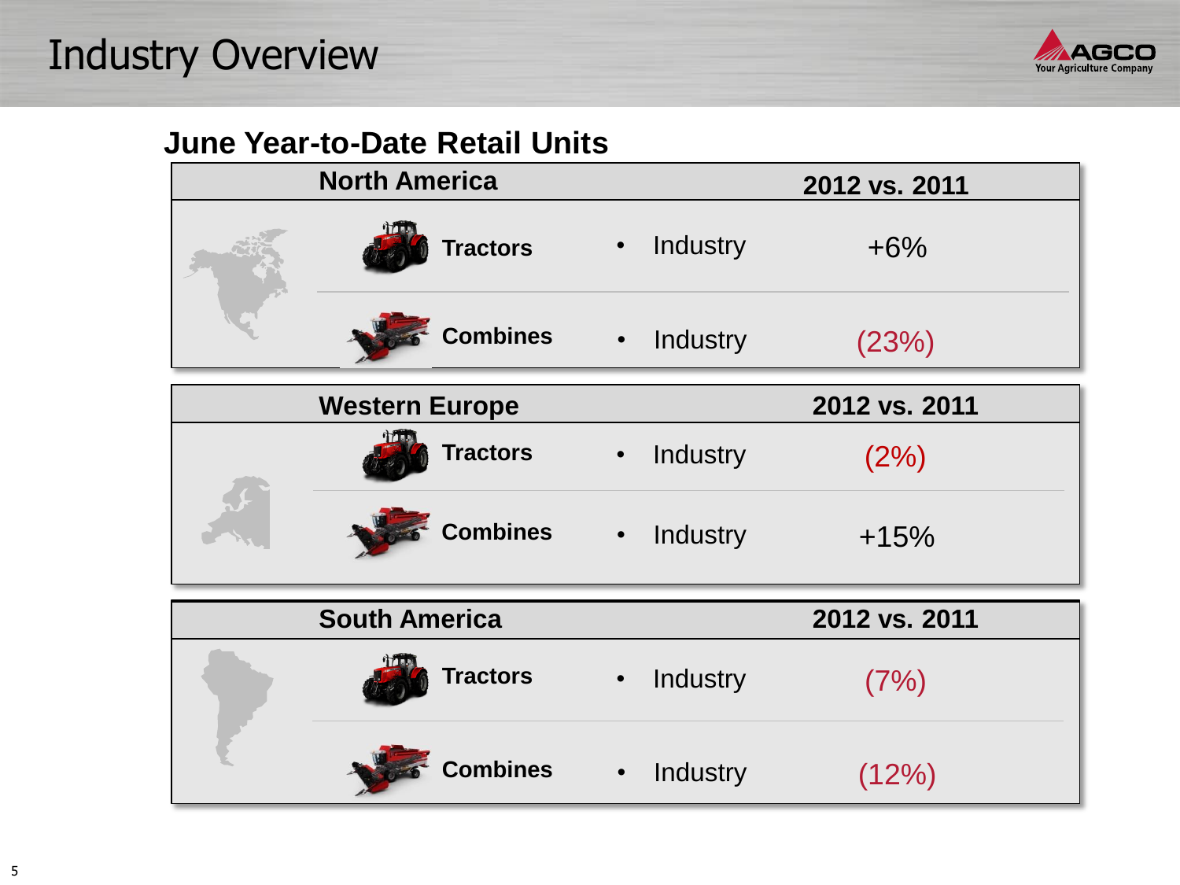# Industry Overview

## June Year-to-Date Retail Units

| North America | | 2012 vs. 2011 |
|---|---|---|
| Tractors | • Industry | +6% |
| Combines | • Industry | (23%) |

| Western Europe | | 2012 vs. 2011 |
|---|---|---|
| Tractors | • Industry | (2%) |
| Combines | • Industry | +15% |

| South America | | 2012 vs. 2011 |
|---|---|---|
| Tractors | • Industry | (7%) |
| Combines | • Industry | (12%) |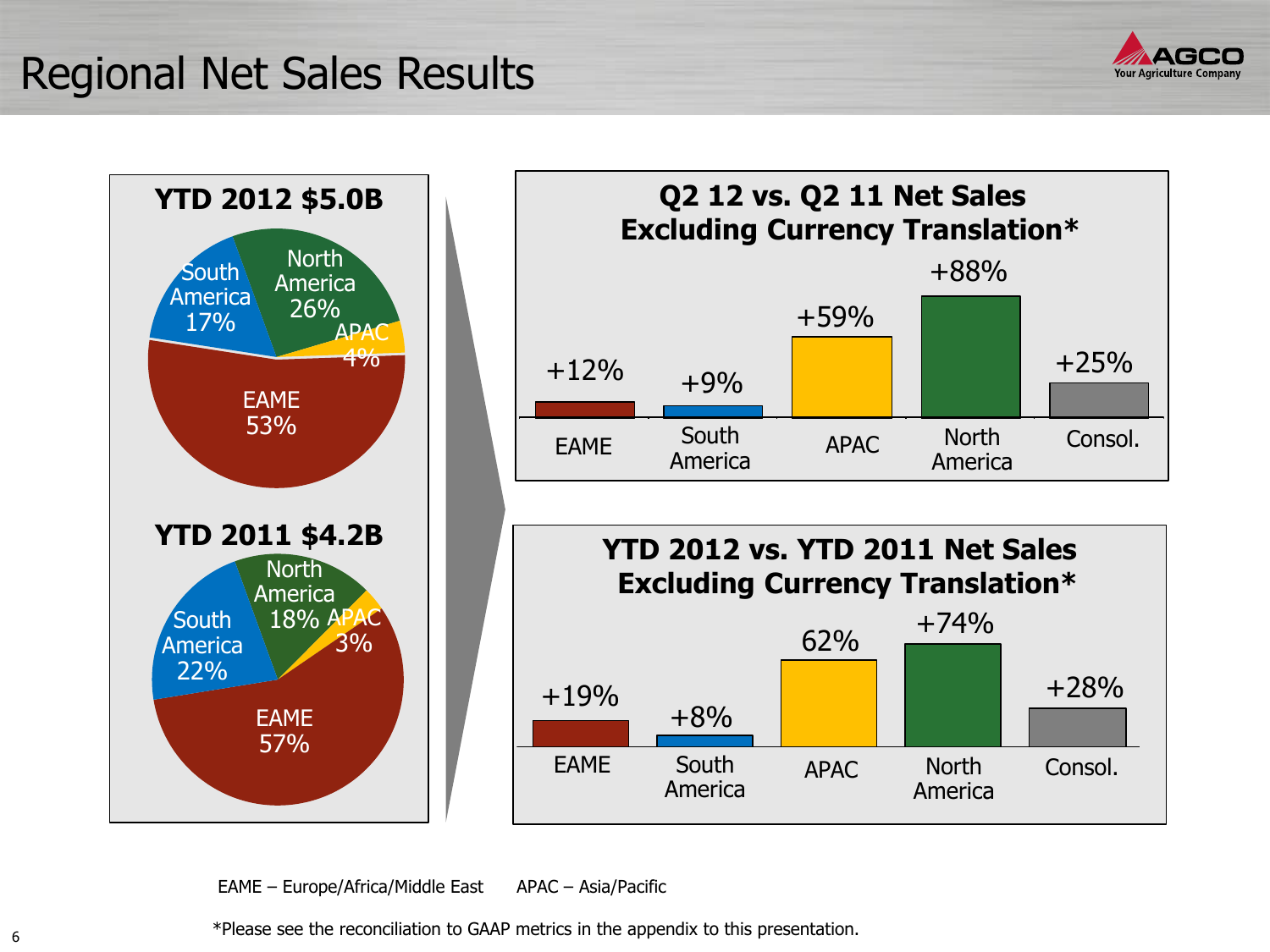# Regional Net Sales Results

### YTD 2012 $5.0B

| Region | Share |
|---|---|
| South America | 17% |
| North America | 26% |
| APAC | 4% |
| EAME | 53% |

### YTD 2011 $4.2B

| Region | Share |
|---|---|
| North America | 18% |
| APAC | 3% |
| South America | 22% |
| EAME | 57% |

### Q2 12 vs. Q2 11 Net Sales Excluding Currency Translation*

| EAME | South America | APAC | North America | Consol. |
|---|---|---|---|---|
| +12% | +9% | +59% | +88% | +25% |

### YTD 2012 vs. YTD 2011 Net Sales Excluding Currency Translation*

| EAME | South America | APAC | North America | Consol. |
|---|---|---|---|---|
| +19% | +8% | 62% | +74% | +28% |

EAME – Europe/Africa/Middle East      APAC – Asia/Pacific

*Please see the reconciliation to GAAP metrics in the appendix to this presentation.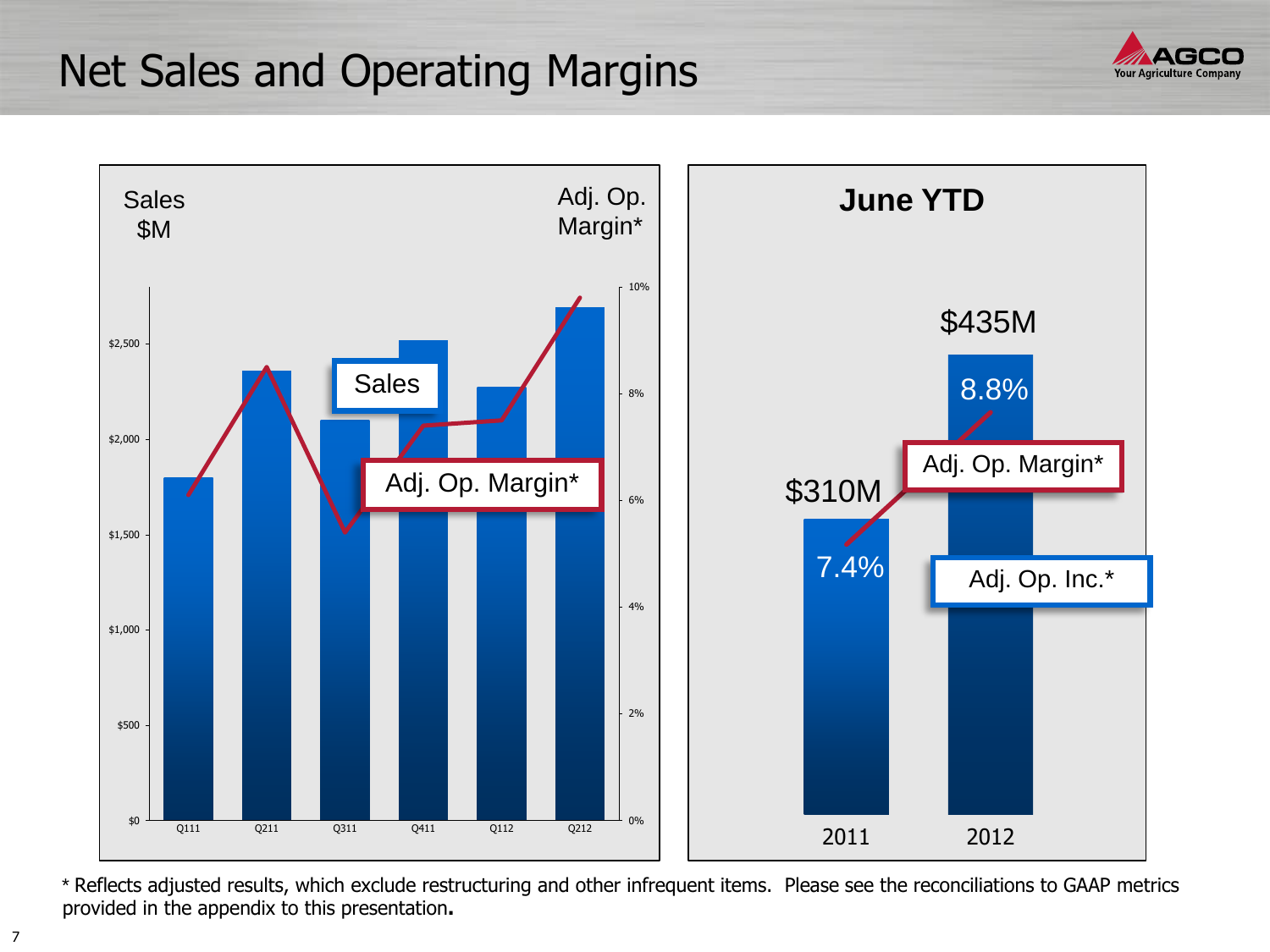# Net Sales and Operating Margins

Sales $M | Adj. Op. Margin*

| Axis | Values |
|---|---|
| Sales ($M) | $0, $500, $1,000, $1,500, $2,000, $2,500 |
| Adj. Op. Margin* | 0%, 2%, 4%, 6%, 8%, 10% |
| Quarter | Q111, Q211, Q311, Q411, Q112, Q212 |

Sales

Adj. Op. Margin*

## June YTD

| | 2011 | 2012 |
|---|---|---|
| Adj. Op. Inc.* | $310M | $435M |
| Adj. Op. Margin* | 7.4% | 8.8% |

\* Reflects adjusted results, which exclude restructuring and other infrequent items. Please see the reconciliations to GAAP metrics provided in the appendix to this presentation.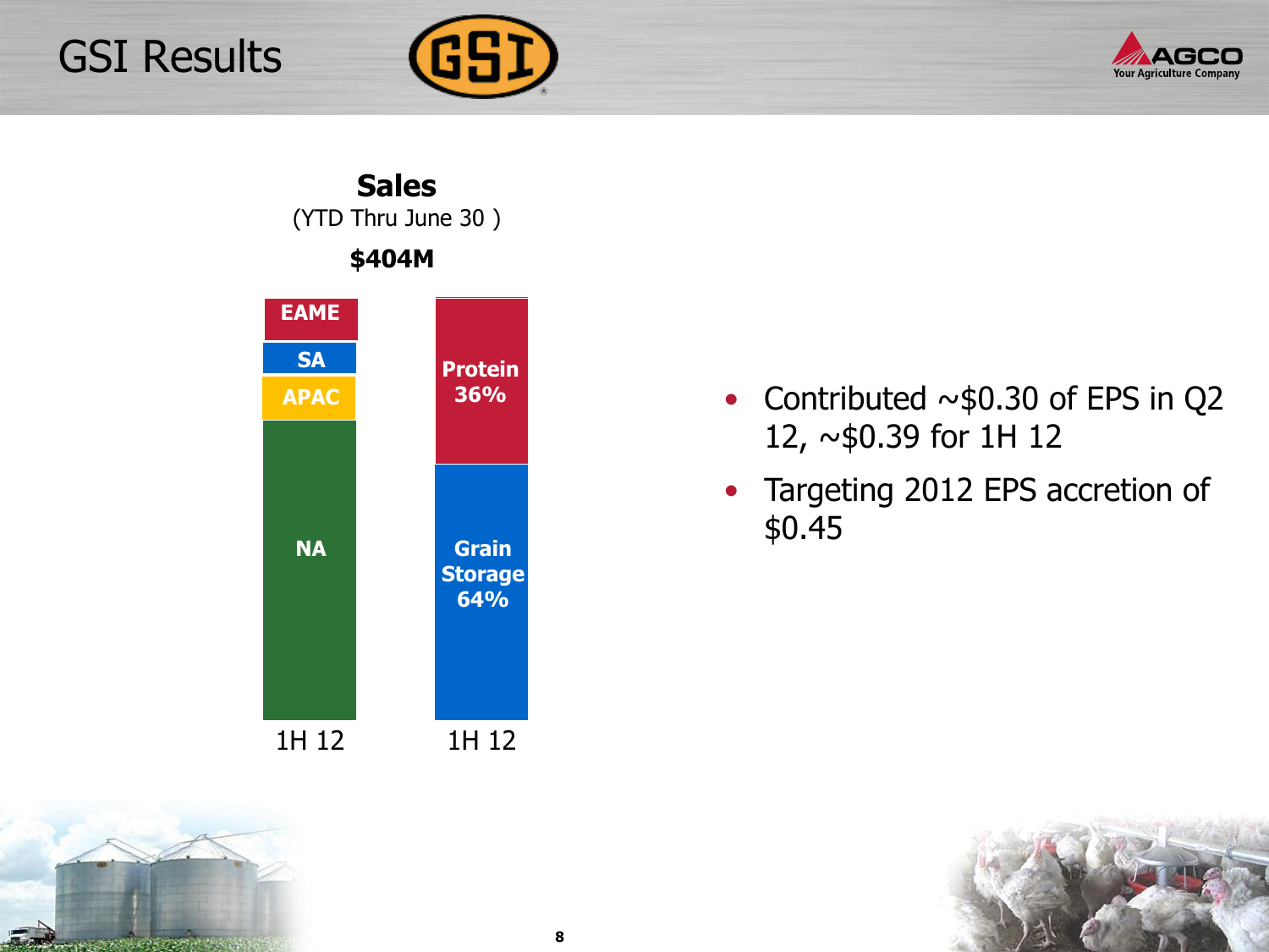# GSI Results

**Sales**
(YTD Thru June 30 )

**$404M**

| 1H 12 (by region) | 1H 12 (by segment) |
|---|---|
| EAME | Protein 36% |
| SA | Grain Storage 64% |
| APAC | |
| NA | |

- Contributed ~$0.30 of EPS in Q2 12, ~$0.39 for 1H 12
- Targeting 2012 EPS accretion of $0.45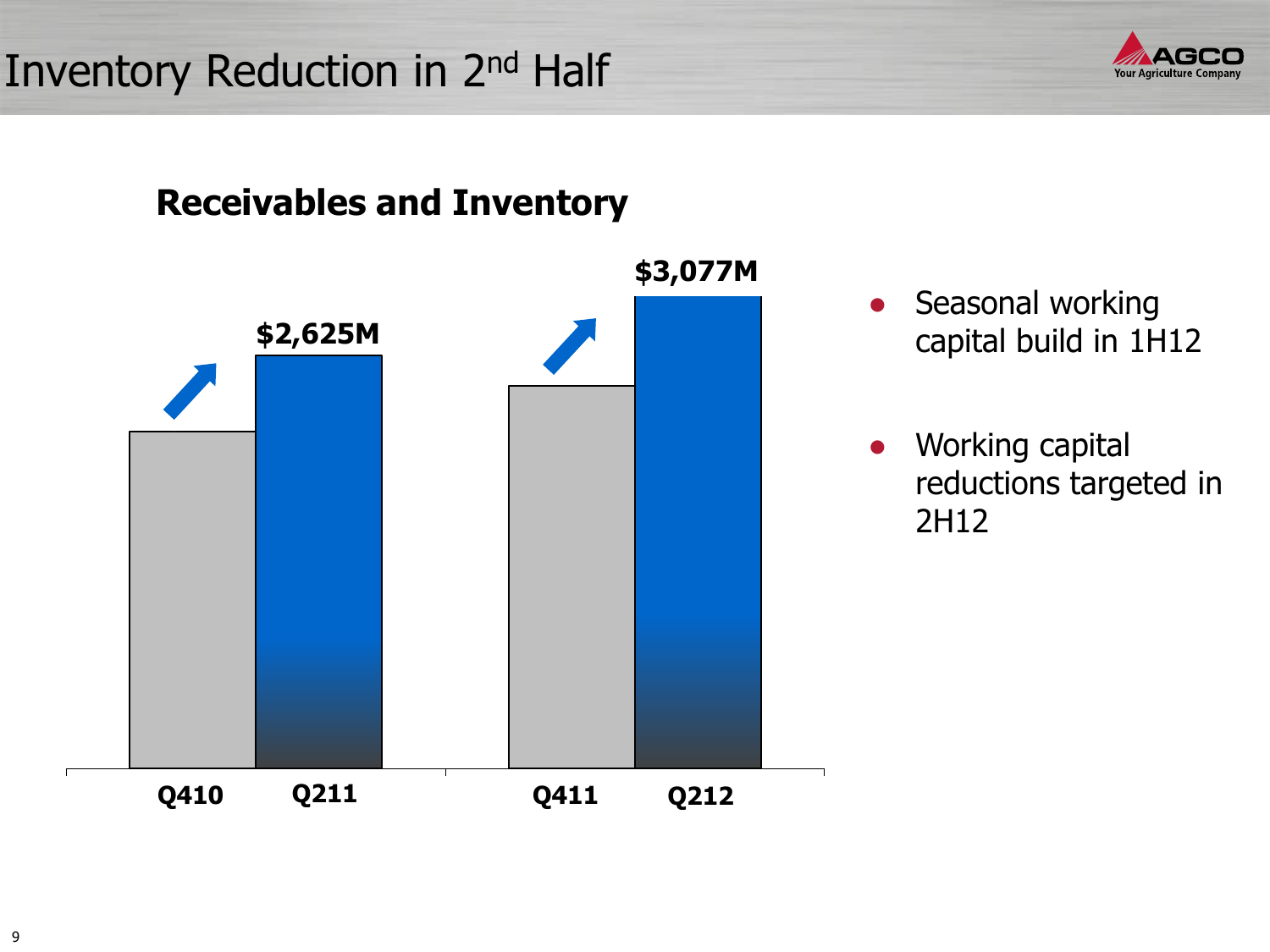# Inventory Reduction in 2nd Half

## Receivables and Inventory

| Period | Value |
| --- | --- |
| Q410 | |
| Q211 | $2,625M |
| Q411 | |
| Q212 | $3,077M |

- Seasonal working capital build in 1H12
- Working capital reductions targeted in 2H12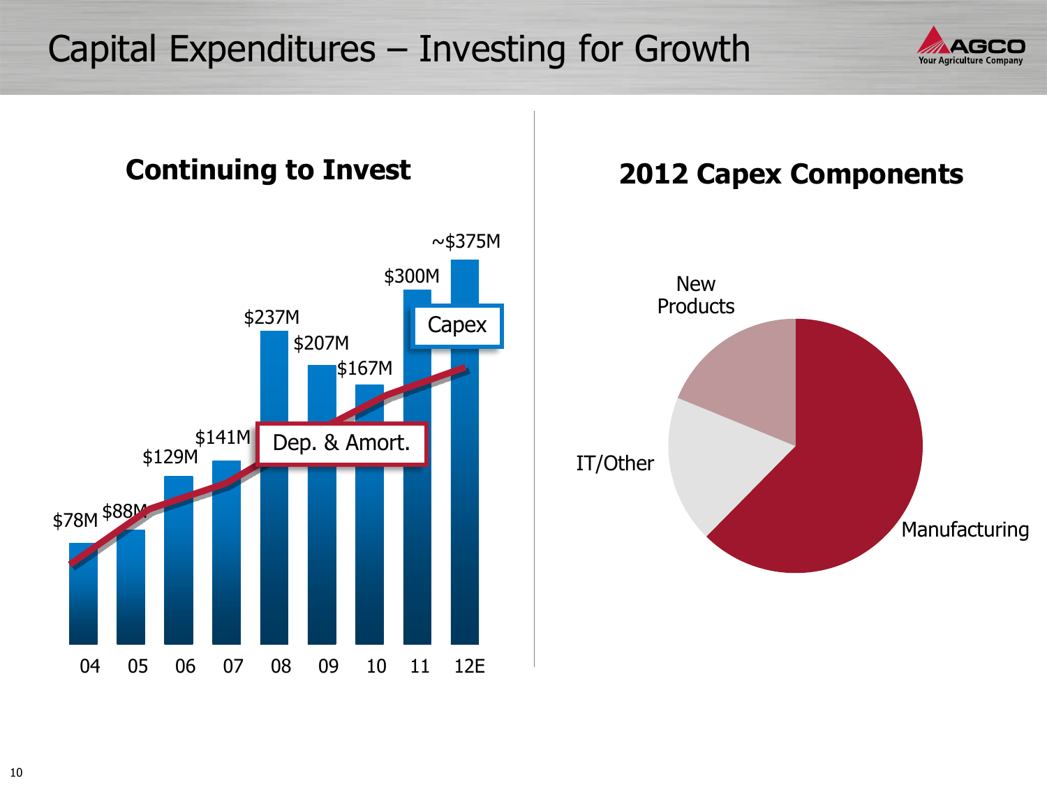# Capital Expenditures – Investing for Growth

## Continuing to Invest

| Year | Capex |
|---|---|
| 04 | $78M |
| 05 | $88M |
| 06 | $129M |
| 07 | $141M |
| 08 | $237M |
| 09 | $207M |
| 10 | $167M |
| 11 | $300M |
| 12E | ~$375M |

Capex

Dep. & Amort.

## 2012 Capex Components

- New Products
- IT/Other
- Manufacturing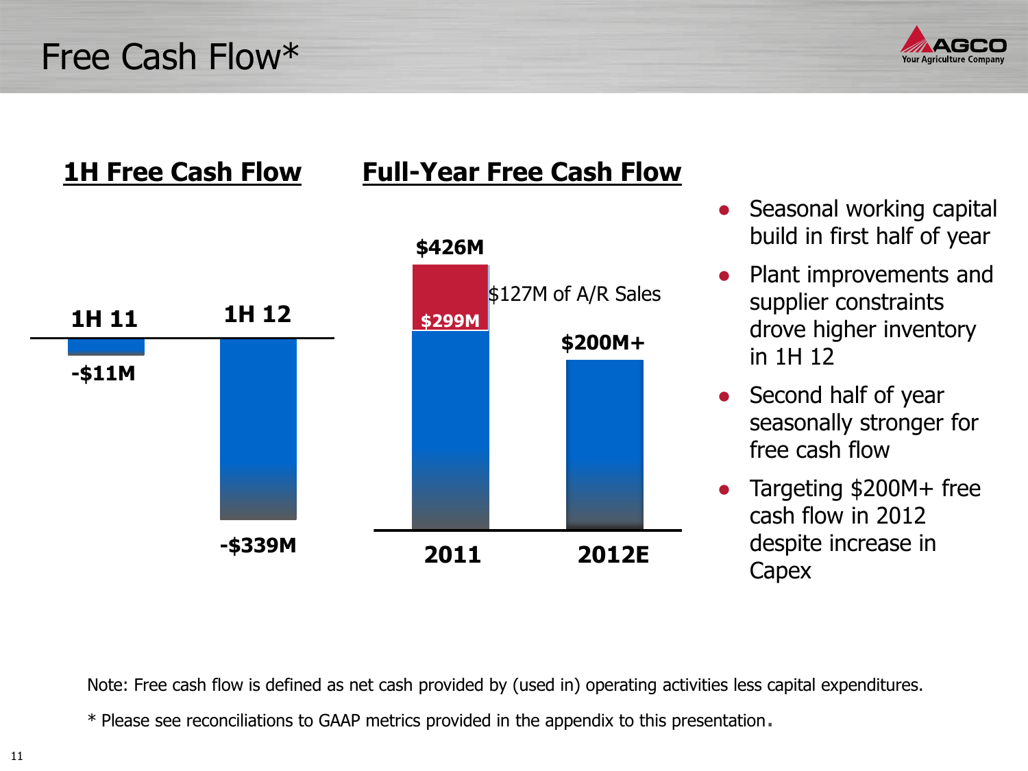# Free Cash Flow*

## 1H Free Cash Flow

| | 1H 11 | 1H 12 |
|---|---|---|
| Free Cash Flow | -$11M | -$339M |

## Full-Year Free Cash Flow

| | 2011 | 2012E |
|---|---|---|
| Free Cash Flow | $426M ($299M + $127M of A/R Sales) | $200M+ |

- Seasonal working capital build in first half of year
- Plant improvements and supplier constraints drove higher inventory in 1H 12
- Second half of year seasonally stronger for free cash flow
- Targeting $200M+ free cash flow in 2012 despite increase in Capex

Note: Free cash flow is defined as net cash provided by (used in) operating activities less capital expenditures.

* Please see reconciliations to GAAP metrics provided in the appendix to this presentation.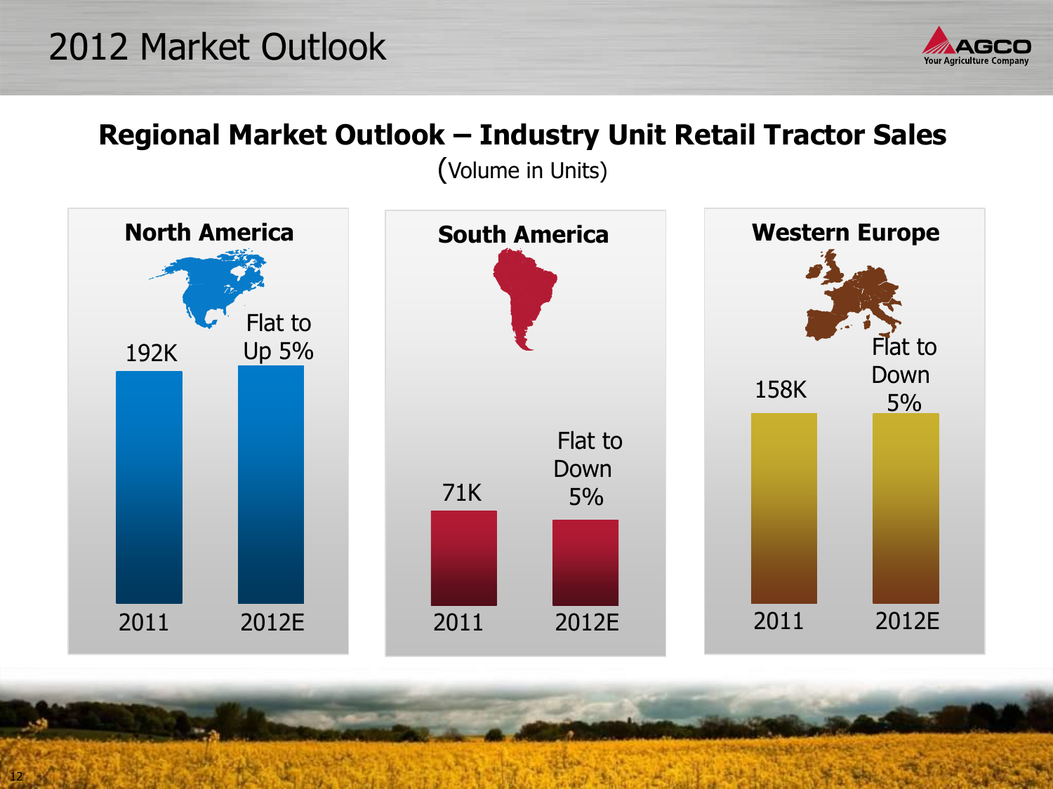# 2012 Market Outlook

## Regional Market Outlook – Industry Unit Retail Tractor Sales

(Volume in Units)

### North America

| 2011 | 2012E |
|---|---|
| 192K | Flat to Up 5% |

### South America

| 2011 | 2012E |
|---|---|
| 71K | Flat to Down 5% |

### Western Europe

| 2011 | 2012E |
|---|---|
| 158K | Flat to Down 5% |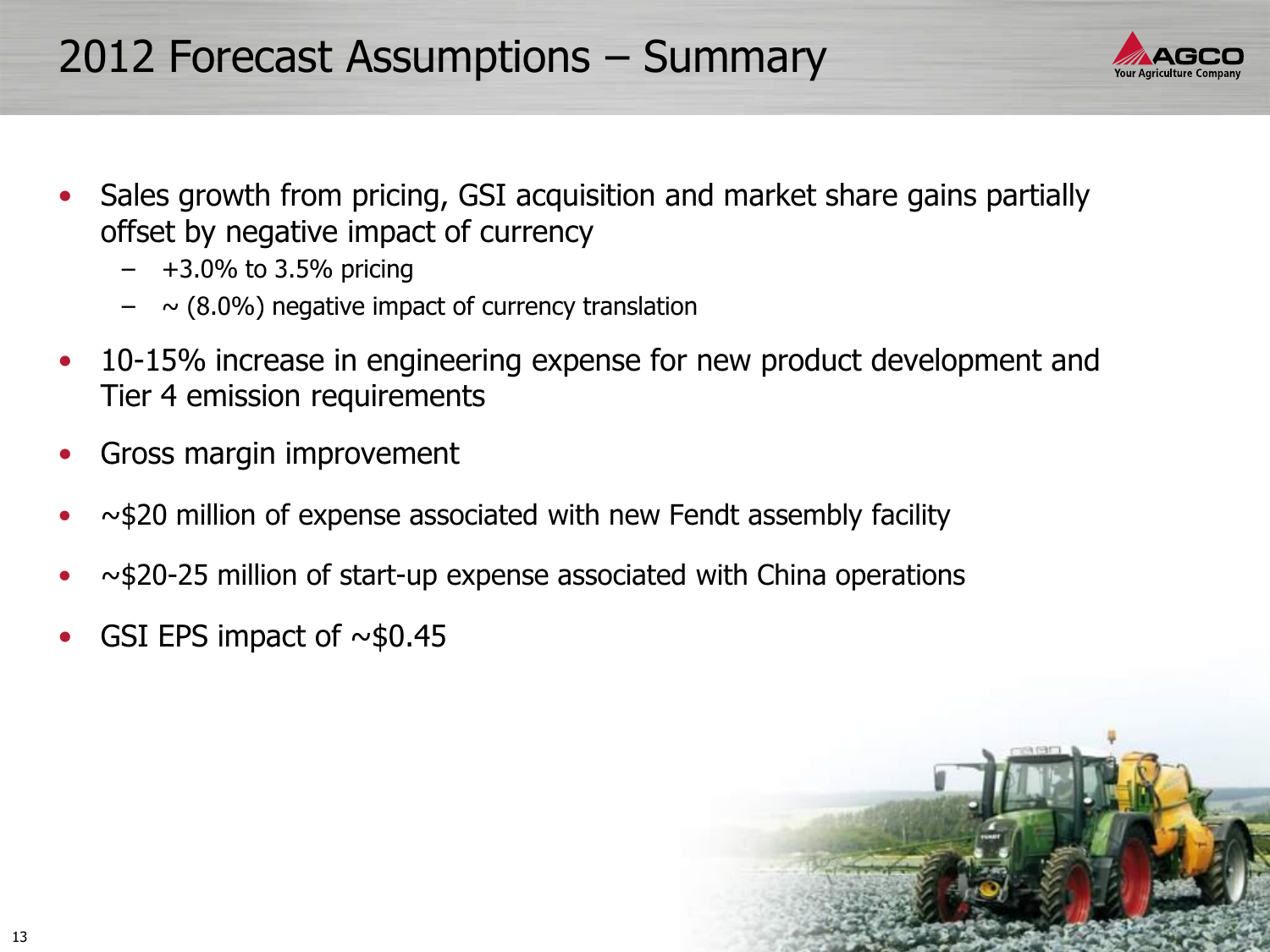# 2012 Forecast Assumptions – Summary

- Sales growth from pricing, GSI acquisition and market share gains partially offset by negative impact of currency
  - +3.0% to 3.5% pricing
  - ~ (8.0%) negative impact of currency translation
- 10-15% increase in engineering expense for new product development and Tier 4 emission requirements
- Gross margin improvement
- ~$20 million of expense associated with new Fendt assembly facility
- ~$20-25 million of start-up expense associated with China operations
- GSI EPS impact of ~$0.45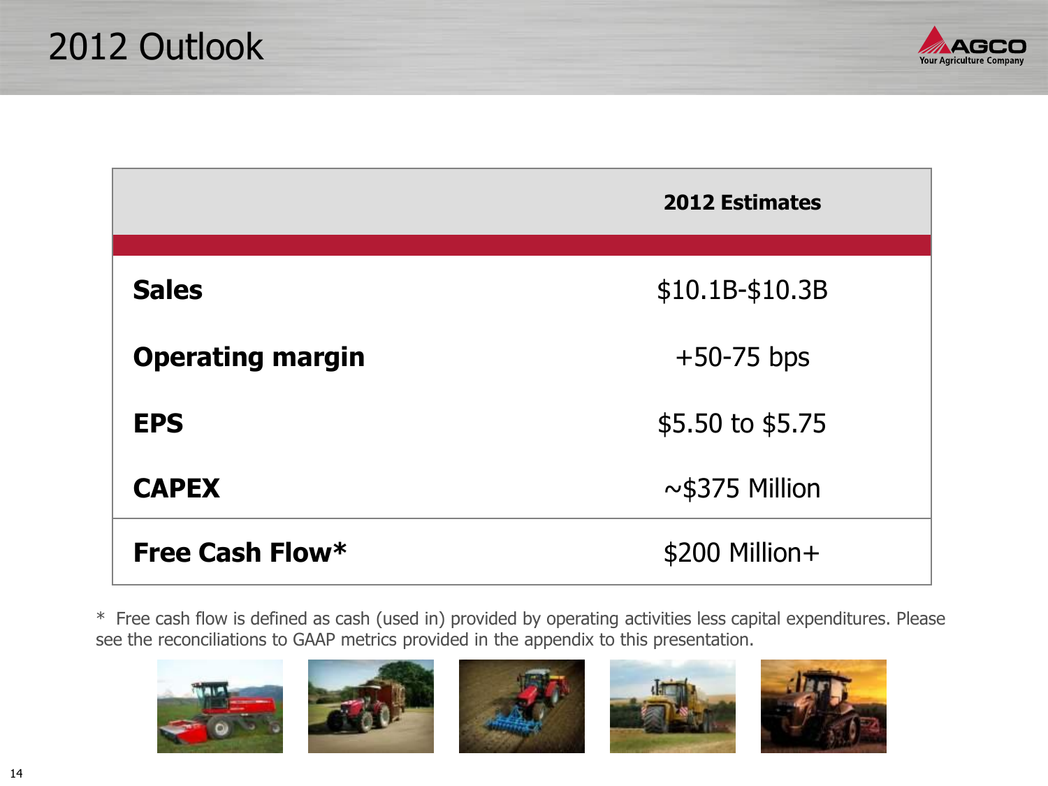# 2012 Outlook

| | 2012 Estimates |
|---|---|
| **Sales** | $10.1B-$10.3B |
| **Operating margin** | +50-75 bps |
| **EPS** | $5.50 to $5.75 |
| **CAPEX** | ~$375 Million |
| **Free Cash Flow*** | $200 Million+ |

* Free cash flow is defined as cash (used in) provided by operating activities less capital expenditures. Please see the reconciliations to GAAP metrics provided in the appendix to this presentation.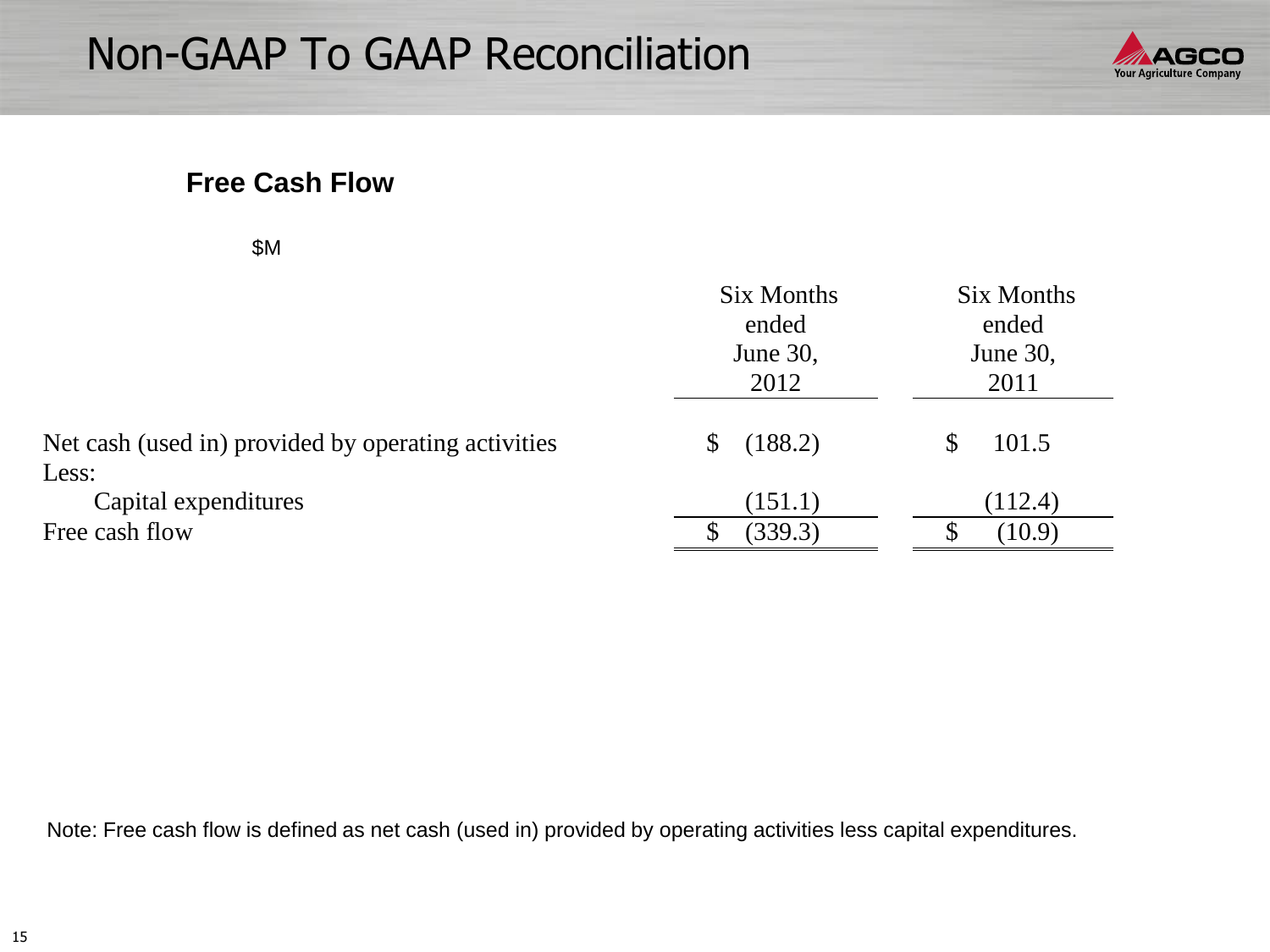# Non-GAAP To GAAP Reconciliation

## Free Cash Flow

$M

| | Six Months ended June 30, 2012 | Six Months ended June 30, 2011 |
|---|---|---|
| Net cash (used in) provided by operating activities | $ (188.2) | $ 101.5 |
| Less: | | |
| Capital expenditures | (151.1) | (112.4) |
| Free cash flow | $ (339.3) | $ (10.9) |

Note: Free cash flow is defined as net cash (used in) provided by operating activities less capital expenditures.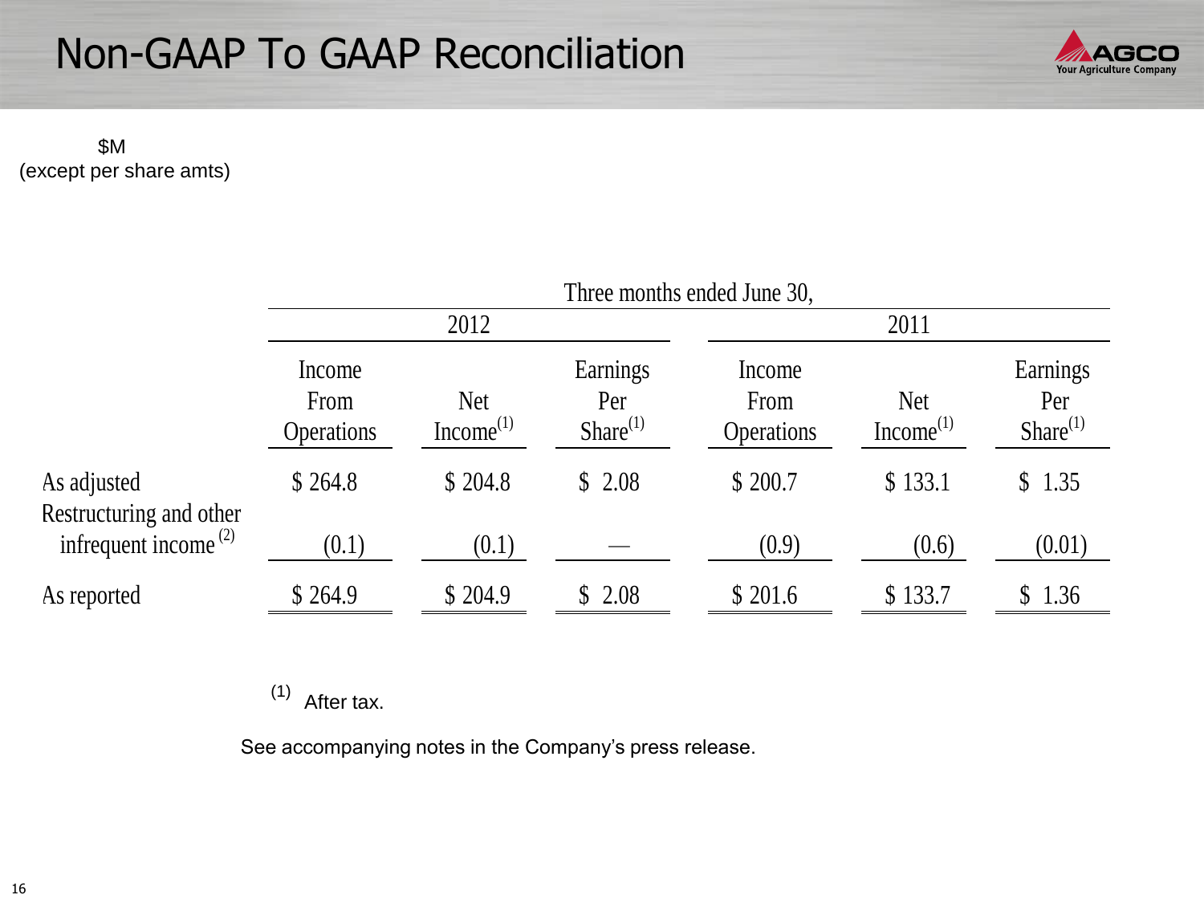# Non-GAAP To GAAP Reconciliation

$M
(except per share amts)

| | Three months ended June 30, | | | | | |
|---|---|---|---|---|---|---|
| | 2012 | | | 2011 | | |
| | Income From Operations | Net Income[1] | Earnings Per Share[1] | Income From Operations | Net Income[1] | Earnings Per Share[1] |
| As adjusted | $ 264.8 | $ 204.8 | $ 2.08 | $ 200.7 | $ 133.1 | $ 1.35 |
| Restructuring and other infrequent income [2] | (0.1) | (0.1) | — | (0.9) | (0.6) | (0.01) |
| As reported | $ 264.9 | $ 204.9 | $ 2.08 | $ 201.6 | $ 133.7 | $ 1.36 |

[1] After tax.

See accompanying notes in the Company's press release.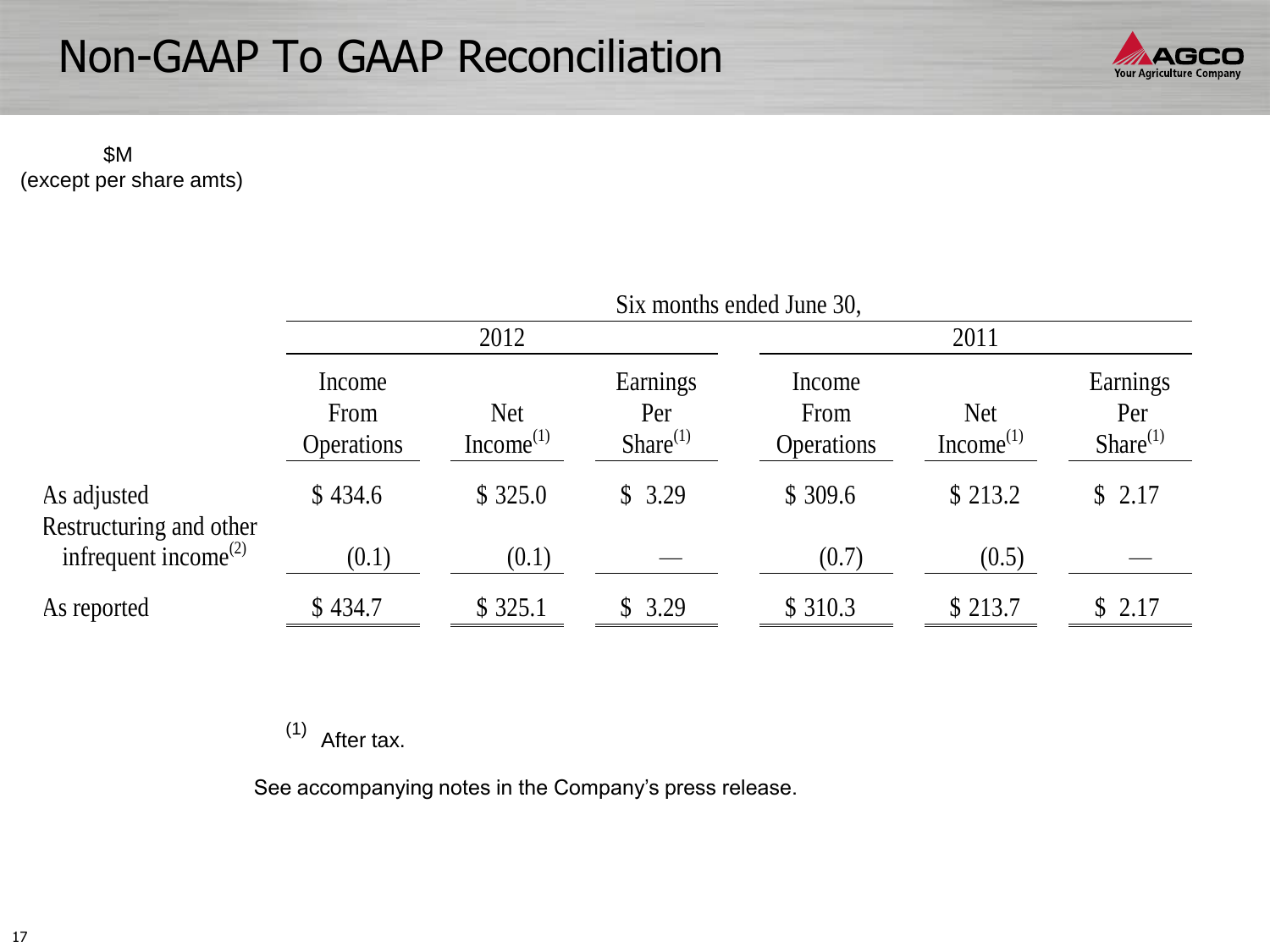# Non-GAAP To GAAP Reconciliation

$M
(except per share amts)

| | Six months ended June 30, | | | | | |
|---|---|---|---|---|---|---|
| | 2012 | | | 2011 | | |
| | Income From Operations | Net Income[1] | Earnings Per Share[1] | Income From Operations | Net Income[1] | Earnings Per Share[1] |
| As adjusted | $ 434.6 | $ 325.0 | $ 3.29 | $ 309.6 | $ 213.2 | $ 2.17 |
| Restructuring and other infrequent income[2] | (0.1) | (0.1) | — | (0.7) | (0.5) | — |
| As reported | $ 434.7 | $ 325.1 | $ 3.29 | $ 310.3 | $ 213.7 | $ 2.17 |

(1) After tax.

See accompanying notes in the Company's press release.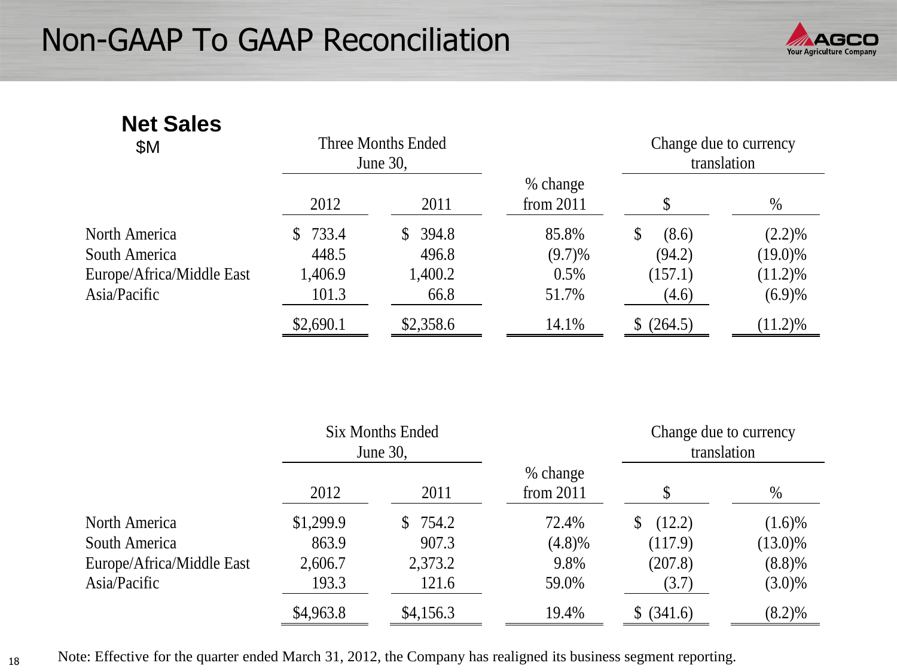# Non-GAAP To GAAP Reconciliation

## Net Sales

$M

| | Three Months Ended June 30, | | | Change due to currency translation | |
|---|---|---|---|---|---|
| | 2012 | 2011 | % change from 2011 | $ | % |
| North America | $ 733.4 | $ 394.8 | 85.8% | $ (8.6) | (2.2)% |
| South America | 448.5 | 496.8 | (9.7)% | (94.2) | (19.0)% |
| Europe/Africa/Middle East | 1,406.9 | 1,400.2 | 0.5% | (157.1) | (11.2)% |
| Asia/Pacific | 101.3 | 66.8 | 51.7% | (4.6) | (6.9)% |
| | $2,690.1 | $2,358.6 | 14.1% | $ (264.5) | (11.2)% |

| | Six Months Ended June 30, | | | Change due to currency translation | |
|---|---|---|---|---|---|
| | 2012 | 2011 | % change from 2011 | $ | % |
| North America | $1,299.9 | $ 754.2 | 72.4% | $ (12.2) | (1.6)% |
| South America | 863.9 | 907.3 | (4.8)% | (117.9) | (13.0)% |
| Europe/Africa/Middle East | 2,606.7 | 2,373.2 | 9.8% | (207.8) | (8.8)% |
| Asia/Pacific | 193.3 | 121.6 | 59.0% | (3.7) | (3.0)% |
| | $4,963.8 | $4,156.3 | 19.4% | $ (341.6) | (8.2)% |

Note: Effective for the quarter ended March 31, 2012, the Company has realigned its business segment reporting.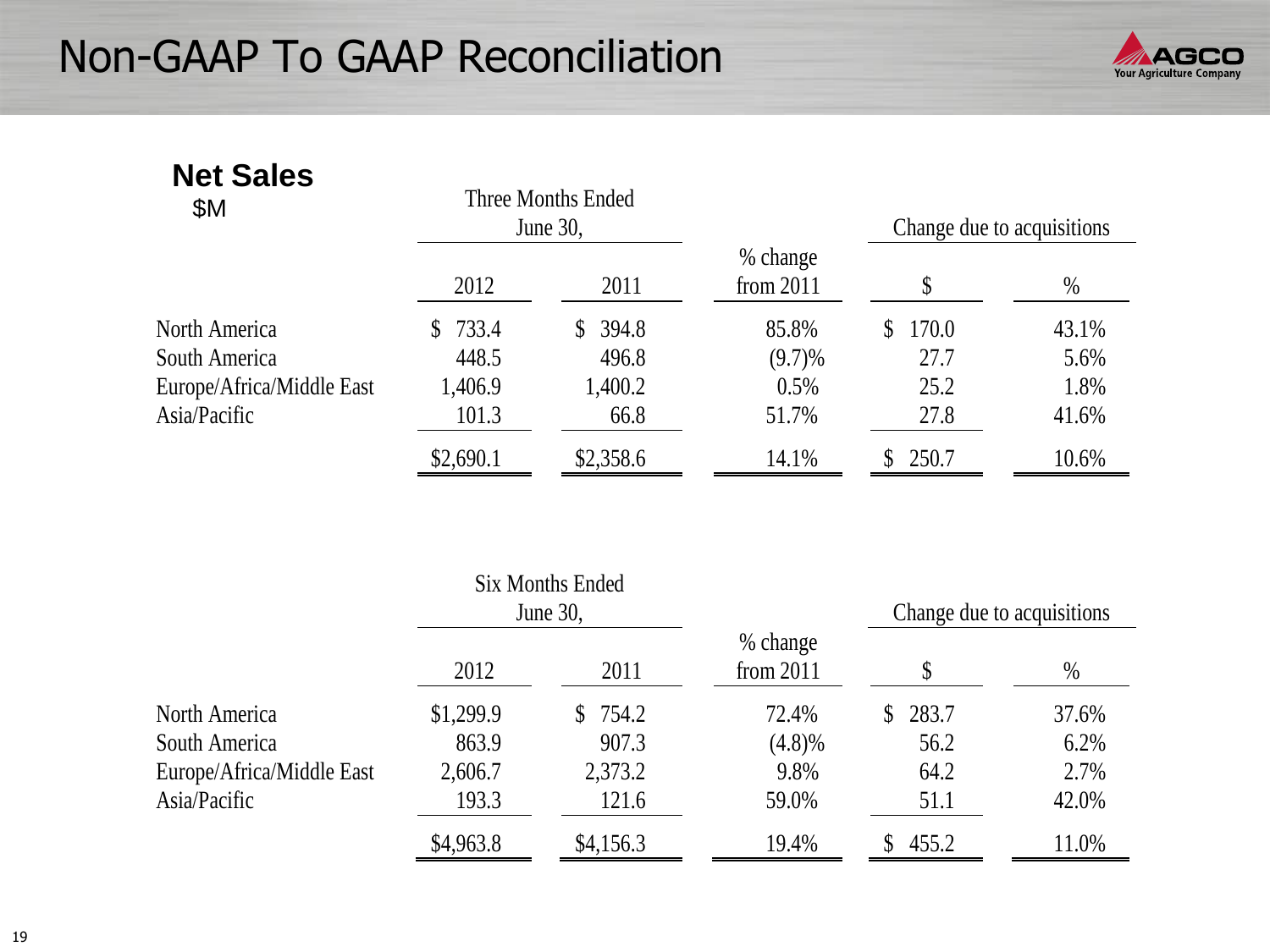# Non-GAAP To GAAP Reconciliation

AGCO
Your Agriculture Company

## Net Sales

$M

| | Three Months Ended June 30, | | | Change due to acquisitions | |
|---|---|---|---|---|---|
| | 2012 | 2011 | % change from 2011 | $ | % |
| North America | $ 733.4 | $ 394.8 | 85.8% | $ 170.0 | 43.1% |
| South America | 448.5 | 496.8 | (9.7)% | 27.7 | 5.6% |
| Europe/Africa/Middle East | 1,406.9 | 1,400.2 | 0.5% | 25.2 | 1.8% |
| Asia/Pacific | 101.3 | 66.8 | 51.7% | 27.8 | 41.6% |
| | $2,690.1 | $2,358.6 | 14.1% | $ 250.7 | 10.6% |

| | Six Months Ended June 30, | | | Change due to acquisitions | |
|---|---|---|---|---|---|
| | 2012 | 2011 | % change from 2011 | $ | % |
| North America | $1,299.9 | $ 754.2 | 72.4% | $ 283.7 | 37.6% |
| South America | 863.9 | 907.3 | (4.8)% | 56.2 | 6.2% |
| Europe/Africa/Middle East | 2,606.7 | 2,373.2 | 9.8% | 64.2 | 2.7% |
| Asia/Pacific | 193.3 | 121.6 | 59.0% | 51.1 | 42.0% |
| | $4,963.8 | $4,156.3 | 19.4% | $ 455.2 | 11.0% |